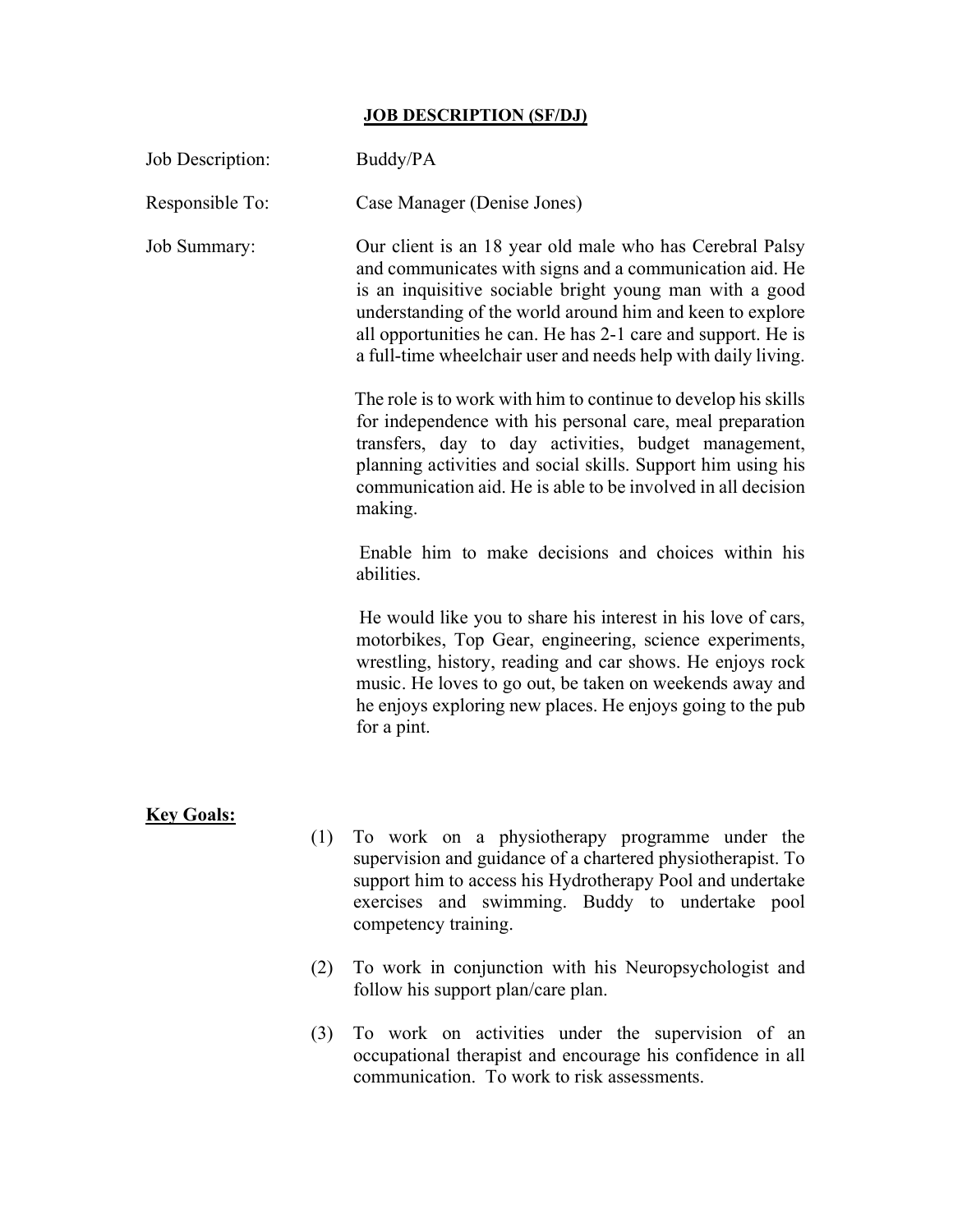# JOB DESCRIPTION (SF/DJ)

**Job Description:** Buddy/PA

**Responsible To:** Case Manager (Denise Jones)

**Job Summary:** Our client is an 18 year old male who has Cerebral Palsy and communicates with signs and a communication aid. He is an inquisitive sociable bright young man with a good understanding of the world around him and keen to explore all opportunities he can. He has 2-1 care and support. He is a full-time wheelchair user and needs help with daily living.

The role is to work with him to continue to develop his skills for independence with his personal care, meal preparation transfers, day to day activities, budget management, planning activities and social skills. Support him using his communication aid. He is able to be involved in all decision making.

Enable him to make decisions and choices within his abilities.

He would like you to share his interest in his love of cars, motorbikes, Top Gear, engineering, science experiments, wrestling, history, reading and car shows. He enjoys rock music. He loves to go out, be taken on weekends away and he enjoys exploring new places. He enjoys going to the pub for a pint.

## Key Goals:

(1) To work on a physiotherapy programme under the supervision and guidance of a chartered physiotherapist. To support him to access his Hydrotherapy Pool and undertake exercises and swimming. Buddy to undertake pool competency training.

(2) To work in conjunction with his Neuropsychologist and follow his support plan/care plan.

(3) To work on activities under the supervision of an occupational therapist and encourage his confidence in all communication. To work to risk assessments.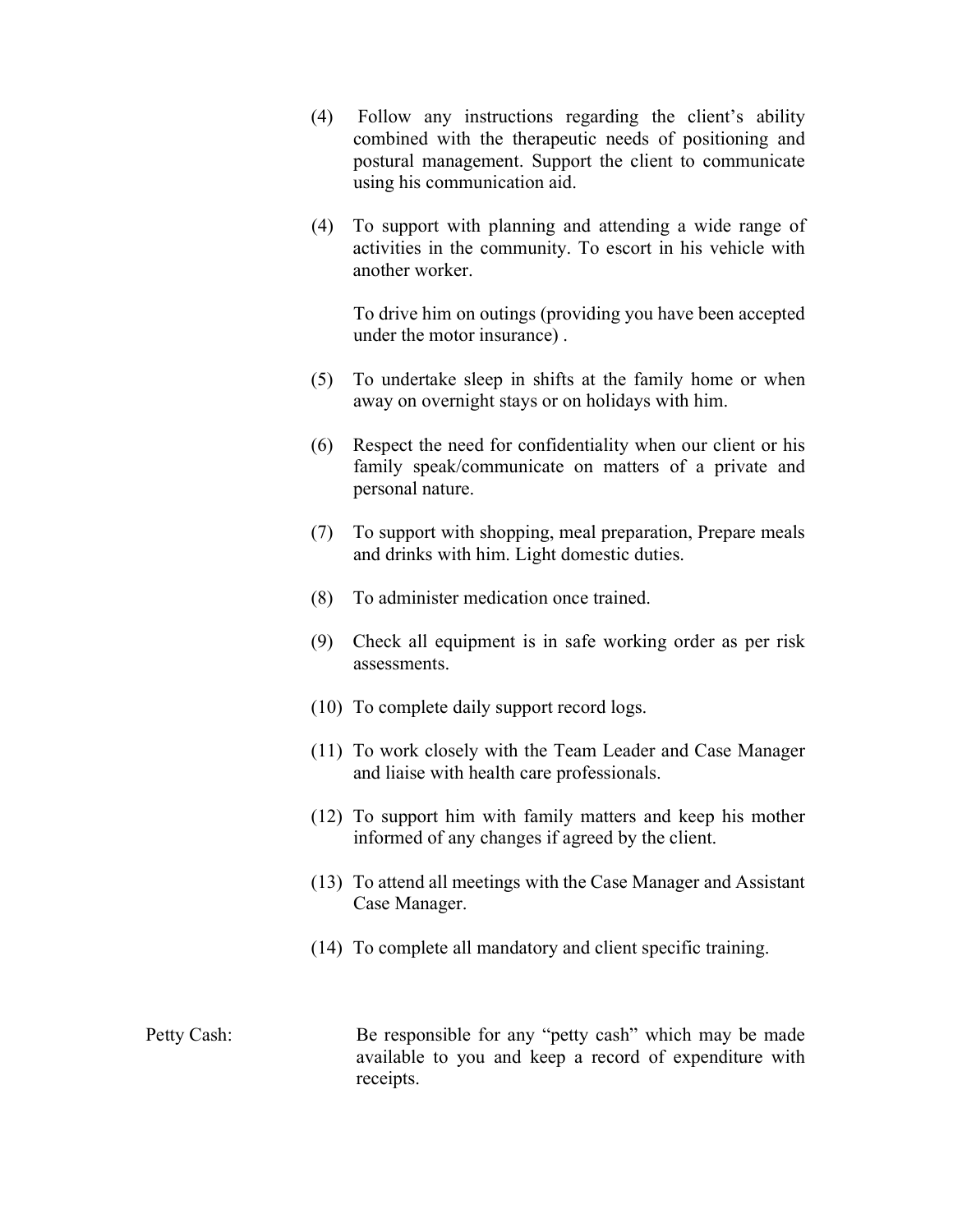(4) Follow any instructions regarding the client's ability combined with the therapeutic needs of positioning and postural management. Support the client to communicate using his communication aid.

(4) To support with planning and attending a wide range of activities in the community. To escort in his vehicle with another worker.

To drive him on outings (providing you have been accepted under the motor insurance) .

(5) To undertake sleep in shifts at the family home or when away on overnight stays or on holidays with him.

(6) Respect the need for confidentiality when our client or his family speak/communicate on matters of a private and personal nature.

(7) To support with shopping, meal preparation, Prepare meals and drinks with him. Light domestic duties.

(8) To administer medication once trained.

(9) Check all equipment is in safe working order as per risk assessments.

(10) To complete daily support record logs.

(11) To work closely with the Team Leader and Case Manager and liaise with health care professionals.

(12) To support him with family matters and keep his mother informed of any changes if agreed by the client.

(13) To attend all meetings with the Case Manager and Assistant Case Manager.

(14) To complete all mandatory and client specific training.

Petty Cash: Be responsible for any "petty cash" which may be made available to you and keep a record of expenditure with receipts.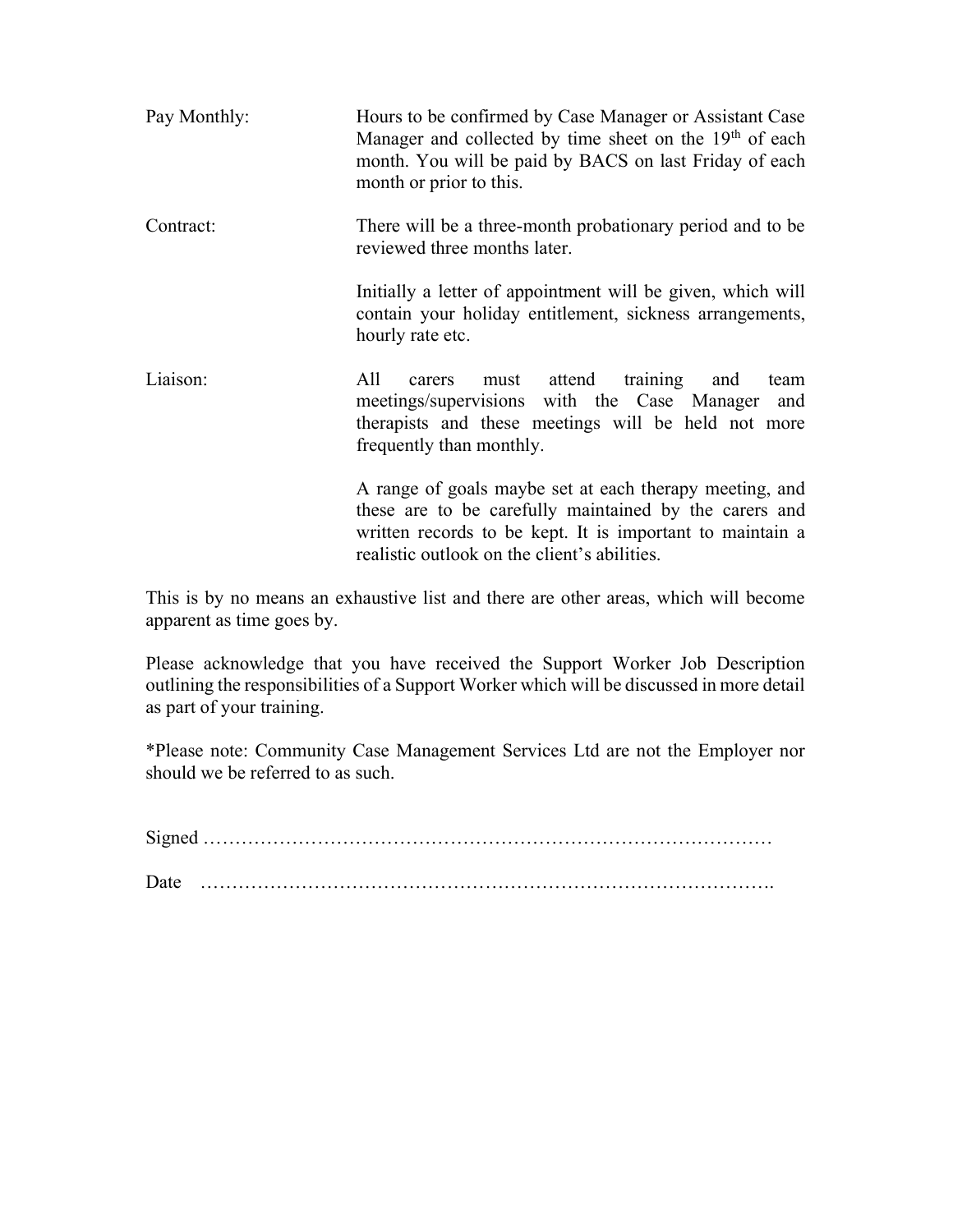Pay Monthly: Hours to be confirmed by Case Manager or Assistant Case Manager and collected by time sheet on the 19th of each month. You will be paid by BACS on last Friday of each month or prior to this.

Contract: There will be a three-month probationary period and to be reviewed three months later.

Initially a letter of appointment will be given, which will contain your holiday entitlement, sickness arrangements, hourly rate etc.

Liaison: All carers must attend training and team meetings/supervisions with the Case Manager and therapists and these meetings will be held not more frequently than monthly.

A range of goals maybe set at each therapy meeting, and these are to be carefully maintained by the carers and written records to be kept. It is important to maintain a realistic outlook on the client's abilities.

This is by no means an exhaustive list and there are other areas, which will become apparent as time goes by.

Please acknowledge that you have received the Support Worker Job Description outlining the responsibilities of a Support Worker which will be discussed in more detail as part of your training.

*Please note: Community Case Management Services Ltd are not the Employer nor should we be referred to as such.

Signed ………………………………………………………………………………

Date ………………………………………………………………………………